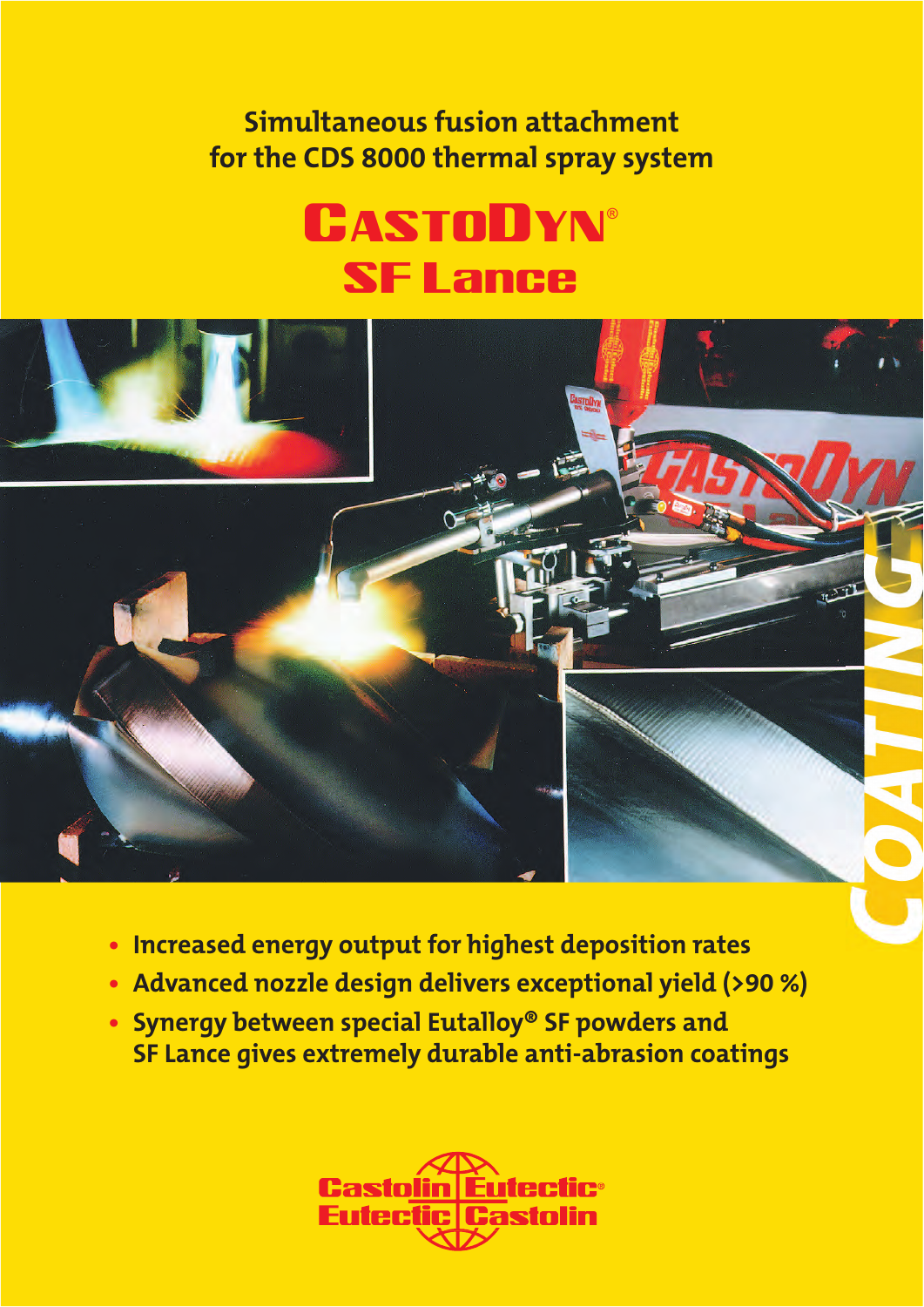Simultaneous fusion attachment for the CDS 8000 thermal spray system

# CastoDyn® SF Lance

COATING

- Increased energy output for highest deposition rates
- Advanced nozzle design delivers exceptional yield (>90 %)
- Synergy between special Eutalloy® SF powders and SF Lance gives extremely durable anti-abrasion coatings

Castolin Eutectic®
Eutectic Castolin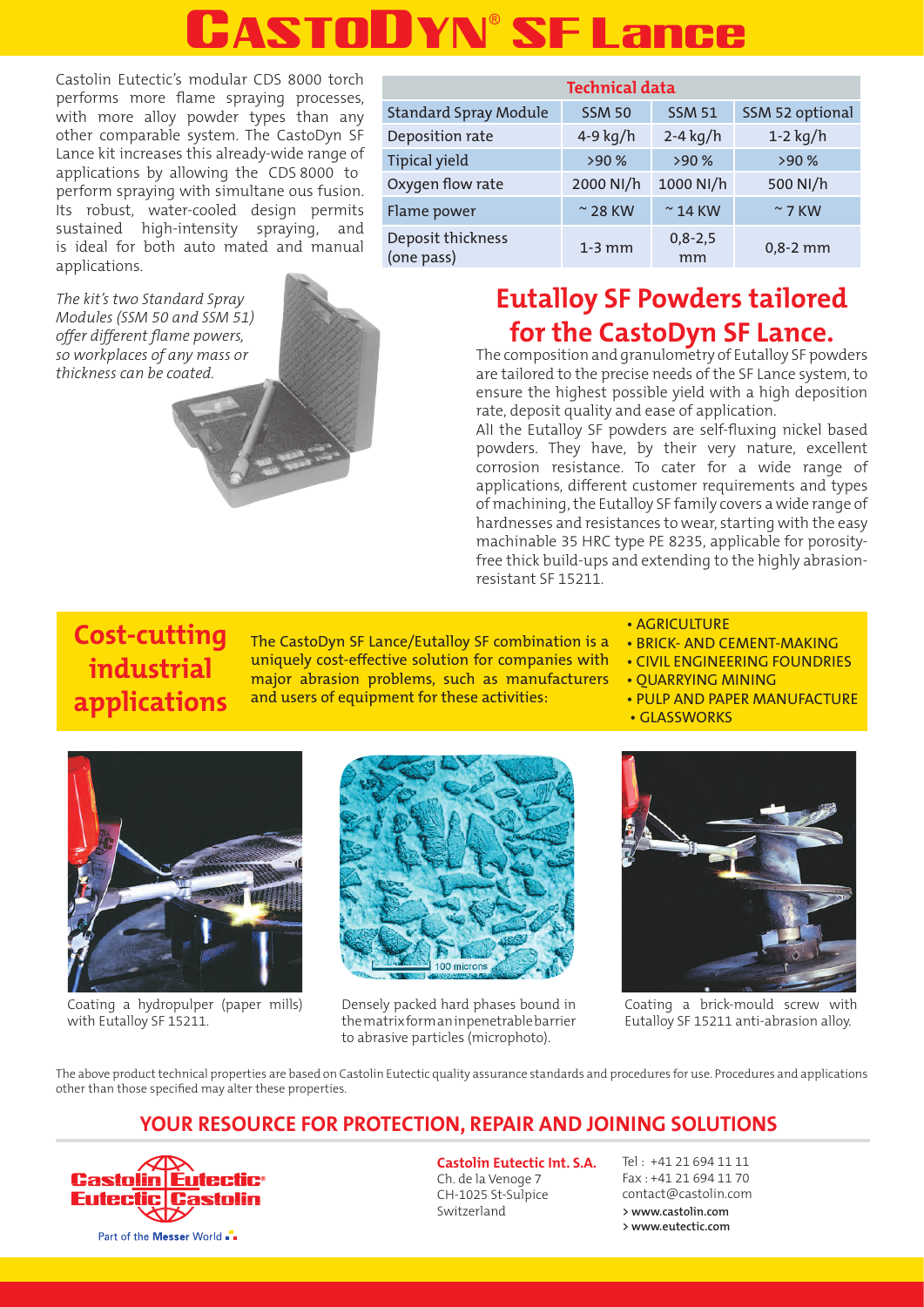# CastoDyn® SF Lance

Castolin Eutectic's modular CDS 8000 torch performs more flame spraying processes, with more alloy powder types than any other comparable system. The CastoDyn SF Lance kit increases this already-wide range of applications by allowing the CDS 8000 to perform spraying with simultane ous fusion. Its robust, water-cooled design permits sustained high-intensity spraying, and is ideal for both auto mated and manual applications.

*The kit's two Standard Spray Modules (SSM 50 and SSM 51) offer different flame powers, so workplaces of any mass or thickness can be coated.*

| Technical data | | | |
|---|---|---|---|
| Standard Spray Module | SSM 50 | SSM 51 | SSM 52 optional |
| Deposition rate | 4-9 kg/h | 2-4 kg/h | 1-2 kg/h |
| Tipical yield | >90 % | >90 % | >90 % |
| Oxygen flow rate | 2000 Nl/h | 1000 Nl/h | 500 Nl/h |
| Flame power | ~ 28 KW | ~ 14 KW | ~ 7 KW |
| Deposit thickness (one pass) | 1-3 mm | 0,8-2,5 mm | 0,8-2 mm |

## Eutalloy SF Powders tailored for the CastoDyn SF Lance.

The composition and granulometry of Eutalloy SF powders are tailored to the precise needs of the SF Lance system, to ensure the highest possible yield with a high deposition rate, deposit quality and ease of application.

All the Eutalloy SF powders are self-fluxing nickel based powders. They have, by their very nature, excellent corrosion resistance. To cater for a wide range of applications, different customer requirements and types of machining, the Eutalloy SF family covers a wide range of hardnesses and resistances to wear, starting with the easy machinable 35 HRC type PE 8235, applicable for porosity-free thick build-ups and extending to the highly abrasion-resistant SF 15211.

## Cost-cutting industrial applications

**The CastoDyn SF Lance/Eutalloy SF combination is a uniquely cost-effective solution for companies with major abrasion problems, such as manufacturers and users of equipment for these activities:**

- AGRICULTURE
- BRICK- AND CEMENT-MAKING
- CIVIL ENGINEERING FOUNDRIES
- QUARRYING MINING
- PULP AND PAPER MANUFACTURE
- GLASSWORKS

Coating a hydropulper (paper mills) with Eutalloy SF 15211.

100 microns

Densely packed hard phases bound in the matrix form an inpenetrable barrier to abrasive particles (microphoto).

Coating a brick-mould screw with Eutalloy SF 15211 anti-abrasion alloy.

The above product technical properties are based on Castolin Eutectic quality assurance standards and procedures for use. Procedures and applications other than those specified may alter these properties.

## YOUR RESOURCE FOR PROTECTION, REPAIR AND JOINING SOLUTIONS

Castolin Eutectic® Eutectic Castolin

Part of the Messer World

**Castolin Eutectic Int. S.A.**
Ch. de la Venoge 7
CH-1025 St-Sulpice
Switzerland

Tel : +41 21 694 11 11
Fax : +41 21 694 11 70
contact@castolin.com
**> www.castolin.com**
**> www.eutectic.com**